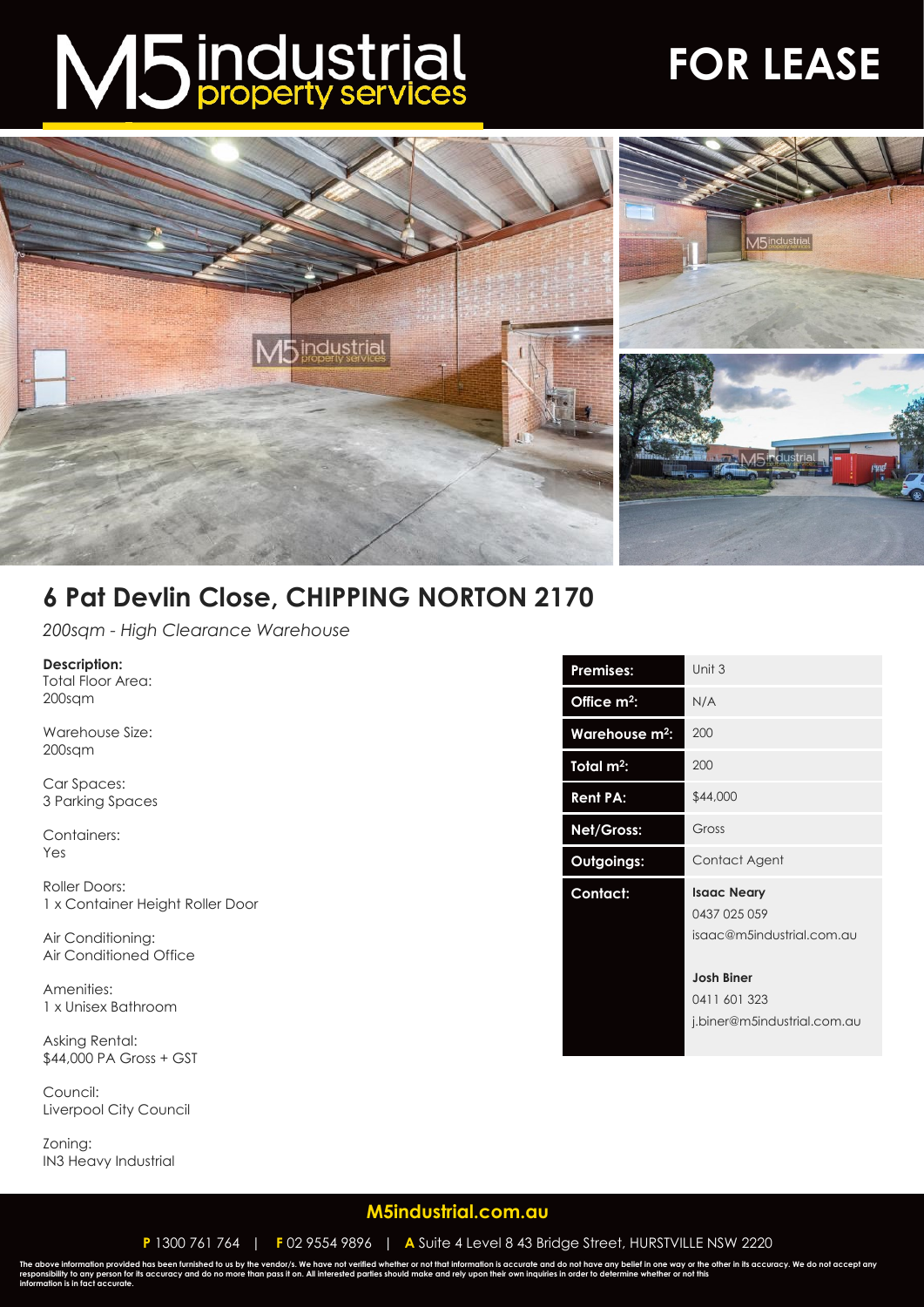# M5 industrial property services

# FOR LEASE

## 6 Pat Devlin Close, CHIPPING NORTON 2170

*200sqm - High Clearance Warehouse*

**Description:**
Total Floor Area:
200sqm

Warehouse Size:
200sqm

Car Spaces:
3 Parking Spaces

Containers:
Yes

Roller Doors:
1 x Container Height Roller Door

Air Conditioning:
Air Conditioned Office

Amenities:
1 x Unisex Bathroom

Asking Rental:
$44,000 PA Gross + GST

Council:
Liverpool City Council

Zoning:
IN3 Heavy Industrial

| | |
|---|---|
| **Premises:** | Unit 3 |
| **Office m²:** | N/A |
| **Warehouse m²:** | 200 |
| **Total m²:** | 200 |
| **Rent PA:** | $44,000 |
| **Net/Gross:** | Gross |
| **Outgoings:** | Contact Agent |
| **Contact:** | **Isaac Neary**<br>0437 025 059<br>isaac@m5industrial.com.au<br><br>**Josh Biner**<br>0411 601 323<br>j.biner@m5industrial.com.au |

**M5industrial.com.au**

**P** 1300 761 764 | **F** 02 9554 9896 | **A** Suite 4 Level 8 43 Bridge Street, HURSTVILLE NSW 2220

The above information provided has been furnished to us by the vendor/s. We have not verified whether or not that information is accurate and do not have any belief in one way or the other in its accuracy. We do not accept any responsibility to any person for its accuracy and do no more than pass it on. All interested parties should make and rely upon their own inquiries in order to determine whether or not this information is in fact accurate.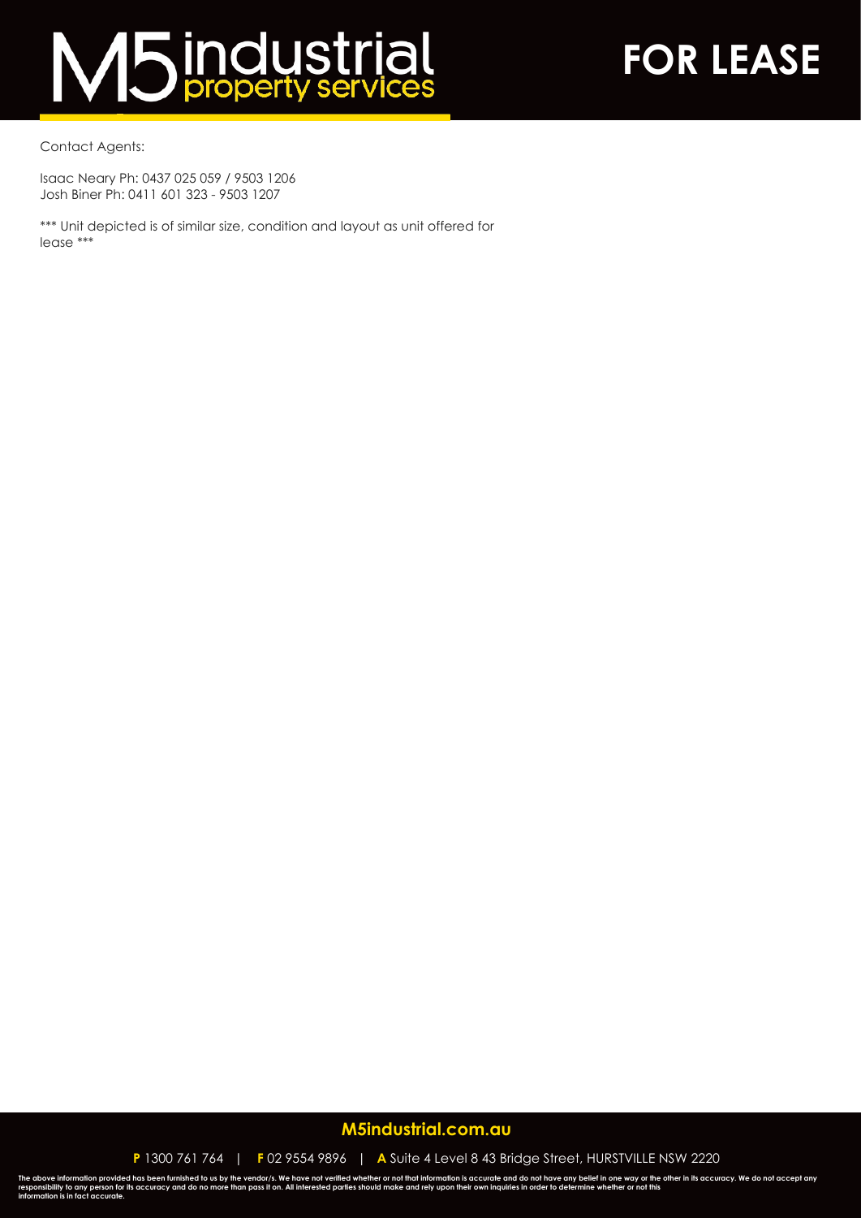# FOR LEASE

Contact Agents:

Isaac Neary Ph: 0437 025 059 / 9503 1206
Josh Biner Ph: 0411 601 323 - 9503 1207

*** Unit depicted is of similar size, condition and layout as unit offered for lease ***

**M5industrial.com.au**

**P** 1300 761 764 | **F** 02 9554 9896 | **A** Suite 4 Level 8 43 Bridge Street, HURSTVILLE NSW 2220

The above information provided has been furnished to us by the vendor/s. We have not verified whether or not that information is accurate and do not have any belief in one way or the other in its accuracy. We do not accept any responsibility to any person for its accuracy and do no more than pass it on. All interested parties should make and rely upon their own inquiries in order to determine whether or not this information is in fact accurate.